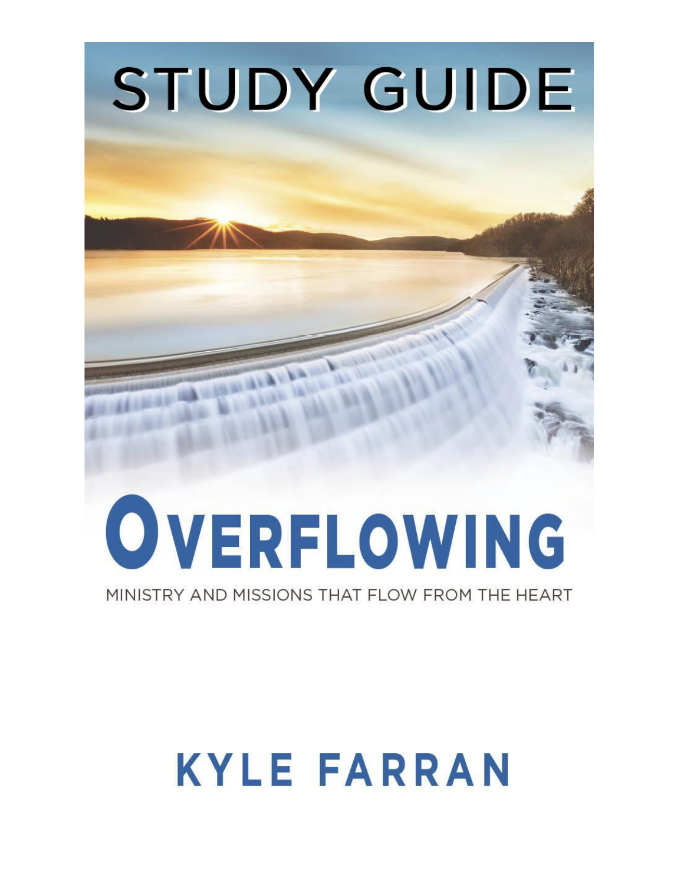# STUDY GUIDE

# OVERFLOWING

MINISTRY AND MISSIONS THAT FLOW FROM THE HEART

KYLE FARRAN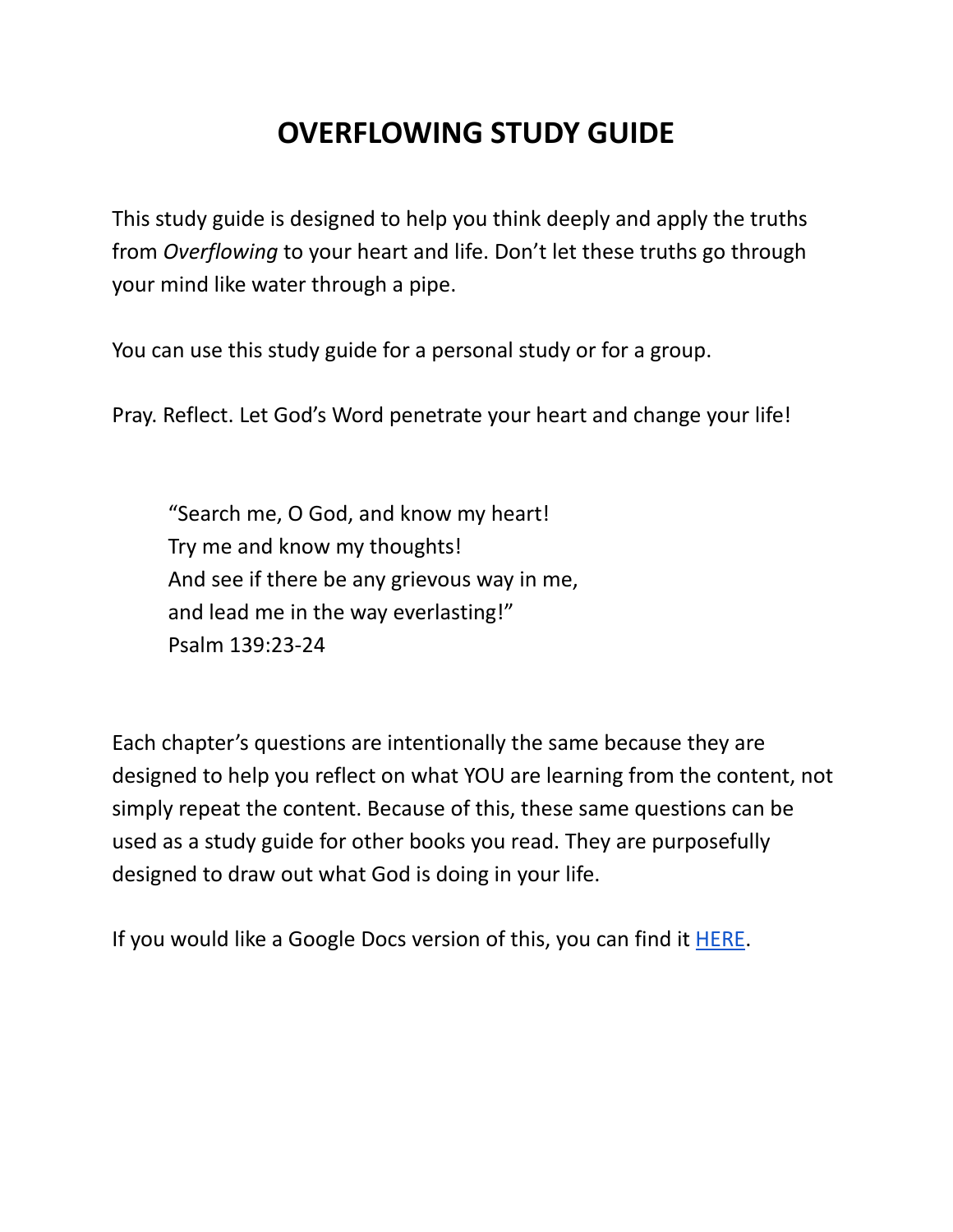# OVERFLOWING STUDY GUIDE

This study guide is designed to help you think deeply and apply the truths from *Overflowing* to your heart and life. Don't let these truths go through your mind like water through a pipe.

You can use this study guide for a personal study or for a group.

Pray. Reflect. Let God's Word penetrate your heart and change your life!

> "Search me, O God, and know my heart!
> Try me and know my thoughts!
> And see if there be any grievous way in me,
> and lead me in the way everlasting!"
> Psalm 139:23-24

Each chapter's questions are intentionally the same because they are designed to help you reflect on what YOU are learning from the content, not simply repeat the content. Because of this, these same questions can be used as a study guide for other books you read. They are purposefully designed to draw out what God is doing in your life.

If you would like a Google Docs version of this, you can find it HERE.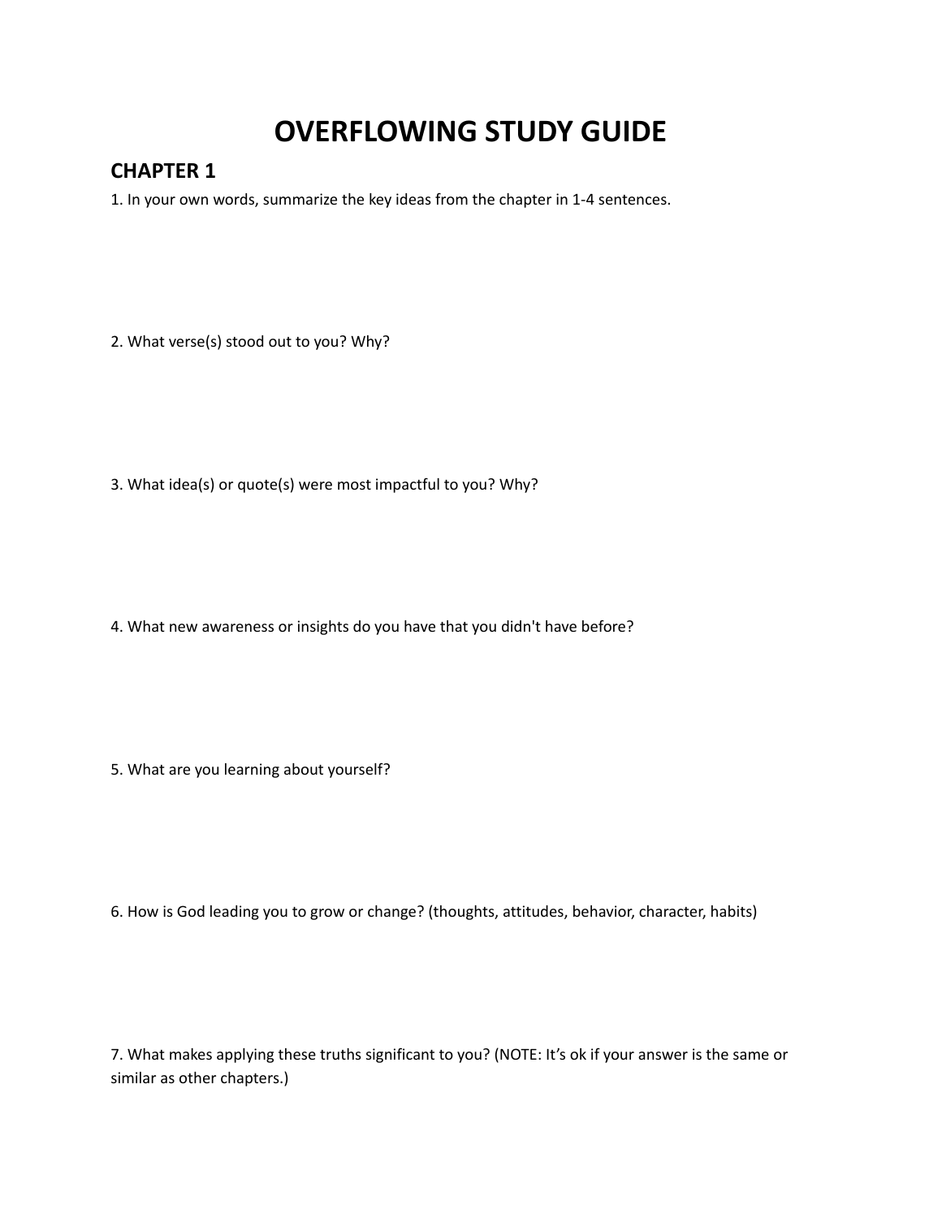# OVERFLOWING STUDY GUIDE

## CHAPTER 1

1. In your own words, summarize the key ideas from the chapter in 1-4 sentences.

2. What verse(s) stood out to you? Why?

3. What idea(s) or quote(s) were most impactful to you? Why?

4. What new awareness or insights do you have that you didn't have before?

5. What are you learning about yourself?

6. How is God leading you to grow or change? (thoughts, attitudes, behavior, character, habits)

7. What makes applying these truths significant to you? (NOTE: It's ok if your answer is the same or similar as other chapters.)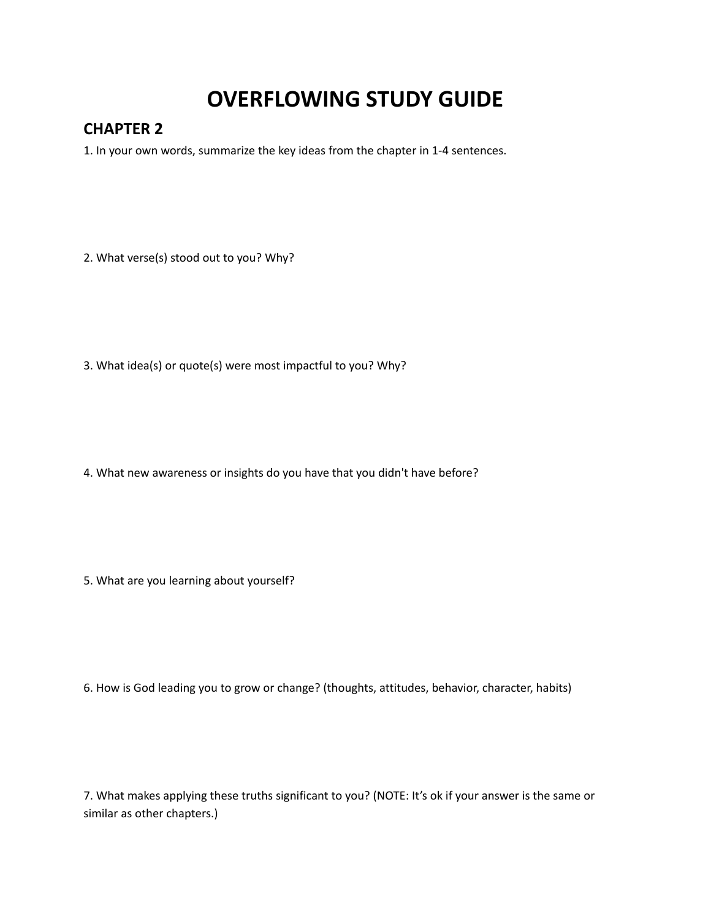# OVERFLOWING STUDY GUIDE

## CHAPTER 2

1. In your own words, summarize the key ideas from the chapter in 1-4 sentences.

2. What verse(s) stood out to you? Why?

3. What idea(s) or quote(s) were most impactful to you? Why?

4. What new awareness or insights do you have that you didn't have before?

5. What are you learning about yourself?

6. How is God leading you to grow or change? (thoughts, attitudes, behavior, character, habits)

7. What makes applying these truths significant to you? (NOTE: It's ok if your answer is the same or similar as other chapters.)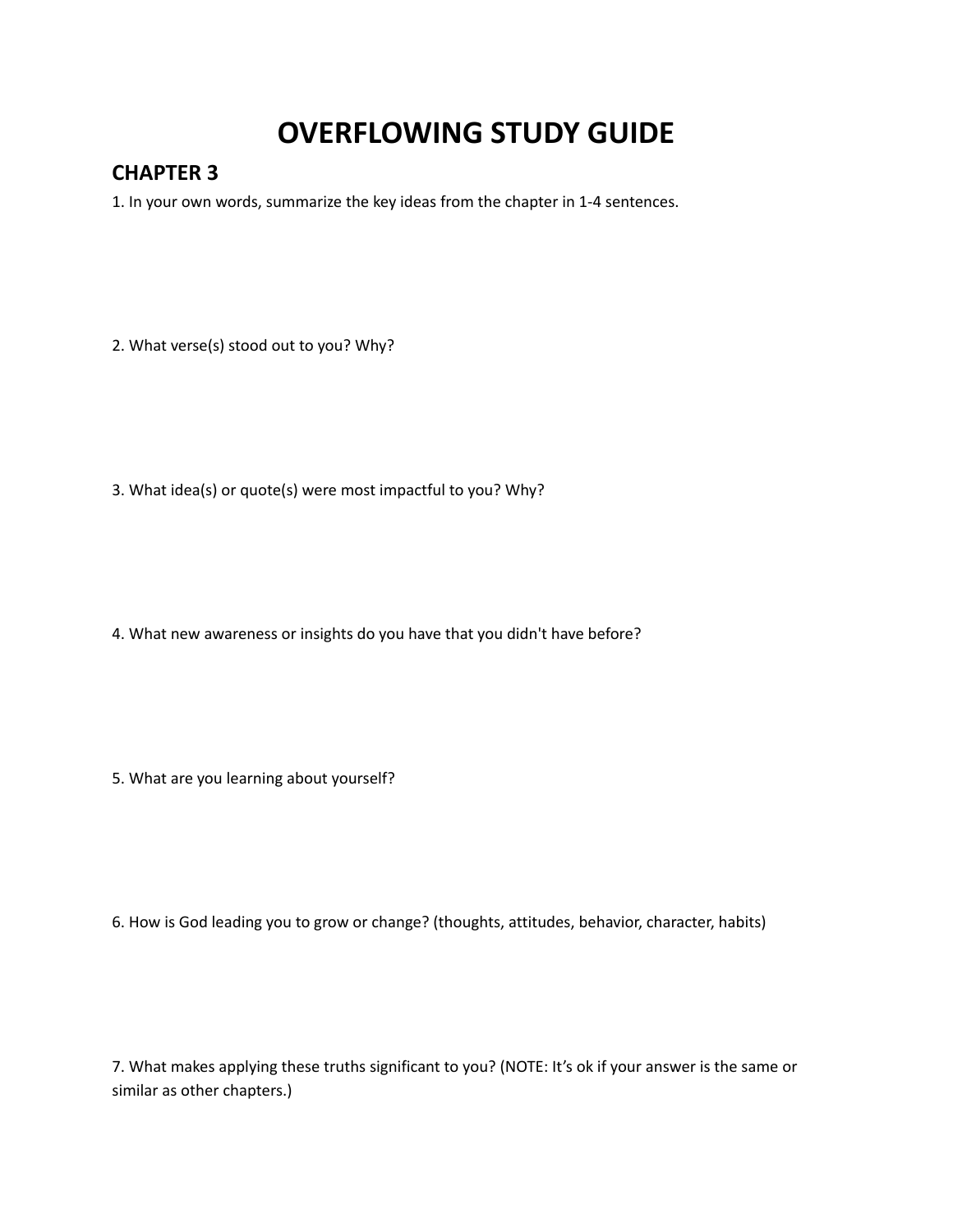# OVERFLOWING STUDY GUIDE

## CHAPTER 3

1. In your own words, summarize the key ideas from the chapter in 1-4 sentences.

2. What verse(s) stood out to you? Why?

3. What idea(s) or quote(s) were most impactful to you? Why?

4. What new awareness or insights do you have that you didn't have before?

5. What are you learning about yourself?

6. How is God leading you to grow or change? (thoughts, attitudes, behavior, character, habits)

7. What makes applying these truths significant to you? (NOTE: It's ok if your answer is the same or similar as other chapters.)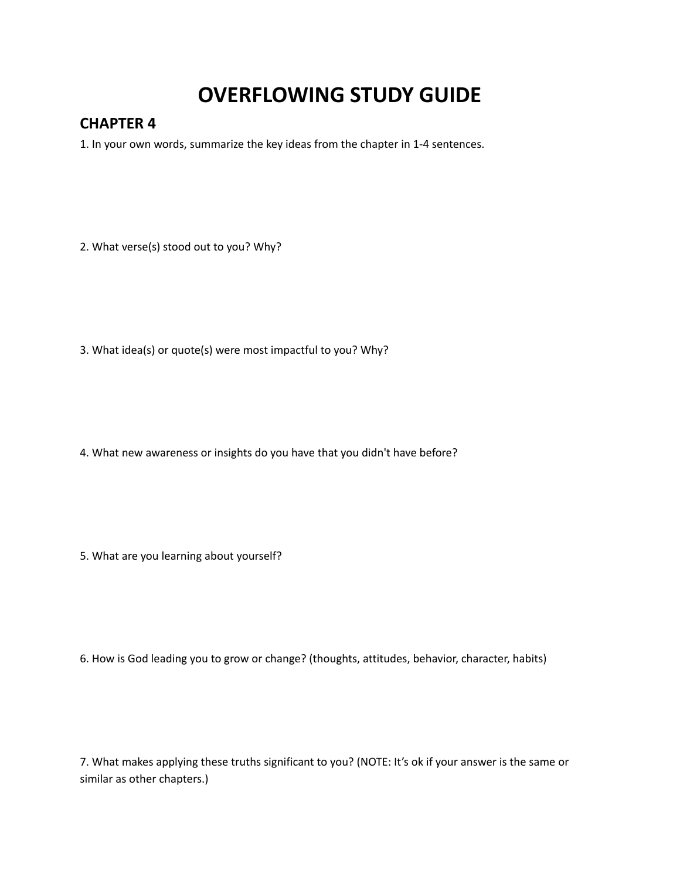# OVERFLOWING STUDY GUIDE

## CHAPTER 4

1. In your own words, summarize the key ideas from the chapter in 1-4 sentences.

2. What verse(s) stood out to you? Why?

3. What idea(s) or quote(s) were most impactful to you? Why?

4. What new awareness or insights do you have that you didn't have before?

5. What are you learning about yourself?

6. How is God leading you to grow or change? (thoughts, attitudes, behavior, character, habits)

7. What makes applying these truths significant to you? (NOTE: It's ok if your answer is the same or similar as other chapters.)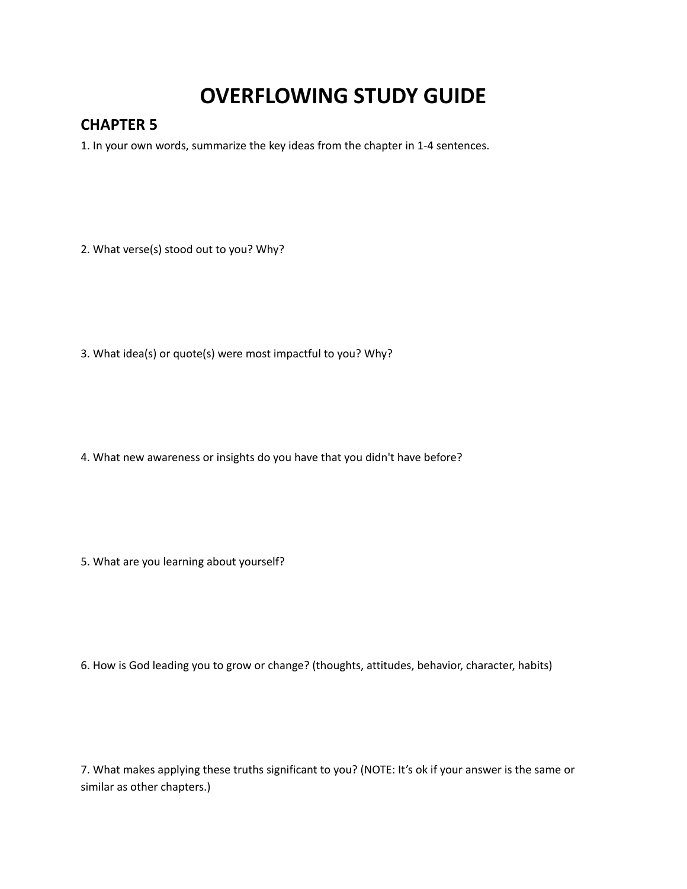# OVERFLOWING STUDY GUIDE

## CHAPTER 5

1. In your own words, summarize the key ideas from the chapter in 1-4 sentences.

2. What verse(s) stood out to you? Why?

3. What idea(s) or quote(s) were most impactful to you? Why?

4. What new awareness or insights do you have that you didn't have before?

5. What are you learning about yourself?

6. How is God leading you to grow or change? (thoughts, attitudes, behavior, character, habits)

7. What makes applying these truths significant to you? (NOTE: It's ok if your answer is the same or similar as other chapters.)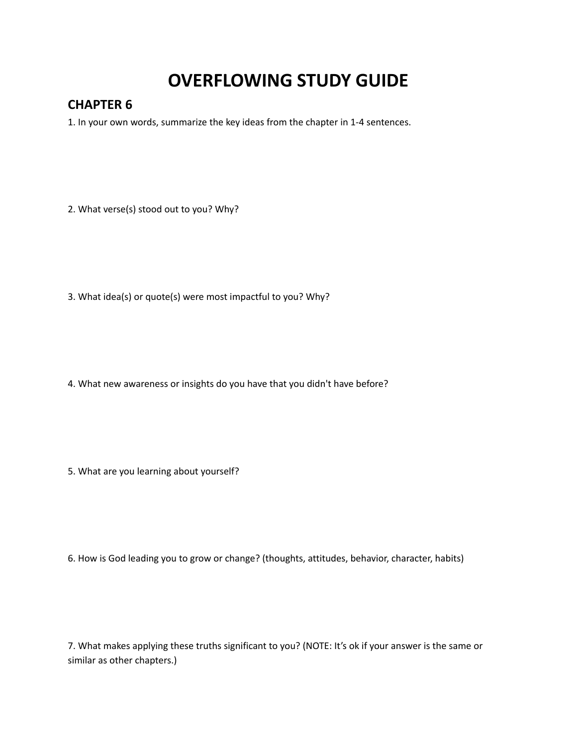# OVERFLOWING STUDY GUIDE

## CHAPTER 6

1. In your own words, summarize the key ideas from the chapter in 1-4 sentences.

2. What verse(s) stood out to you? Why?

3. What idea(s) or quote(s) were most impactful to you? Why?

4. What new awareness or insights do you have that you didn't have before?

5. What are you learning about yourself?

6. How is God leading you to grow or change? (thoughts, attitudes, behavior, character, habits)

7. What makes applying these truths significant to you? (NOTE: It's ok if your answer is the same or similar as other chapters.)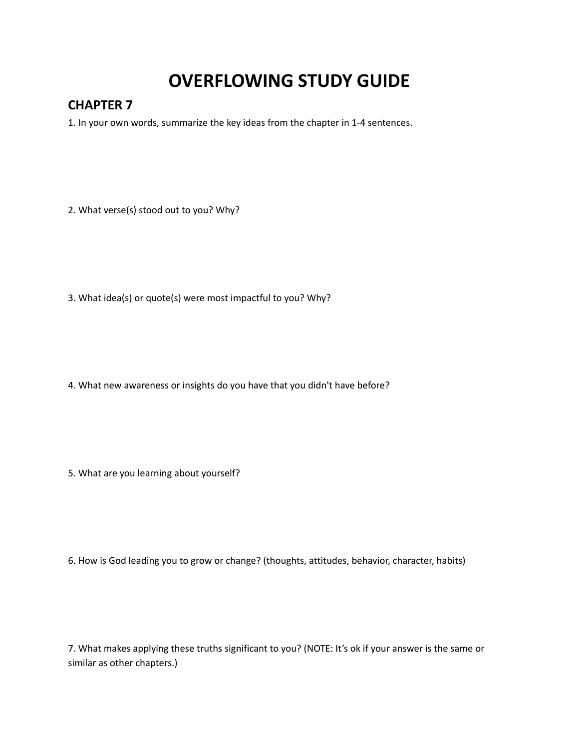# OVERFLOWING STUDY GUIDE

## CHAPTER 7

1. In your own words, summarize the key ideas from the chapter in 1-4 sentences.

2. What verse(s) stood out to you? Why?

3. What idea(s) or quote(s) were most impactful to you? Why?

4. What new awareness or insights do you have that you didn't have before?

5. What are you learning about yourself?

6. How is God leading you to grow or change? (thoughts, attitudes, behavior, character, habits)

7. What makes applying these truths significant to you? (NOTE: It's ok if your answer is the same or similar as other chapters.)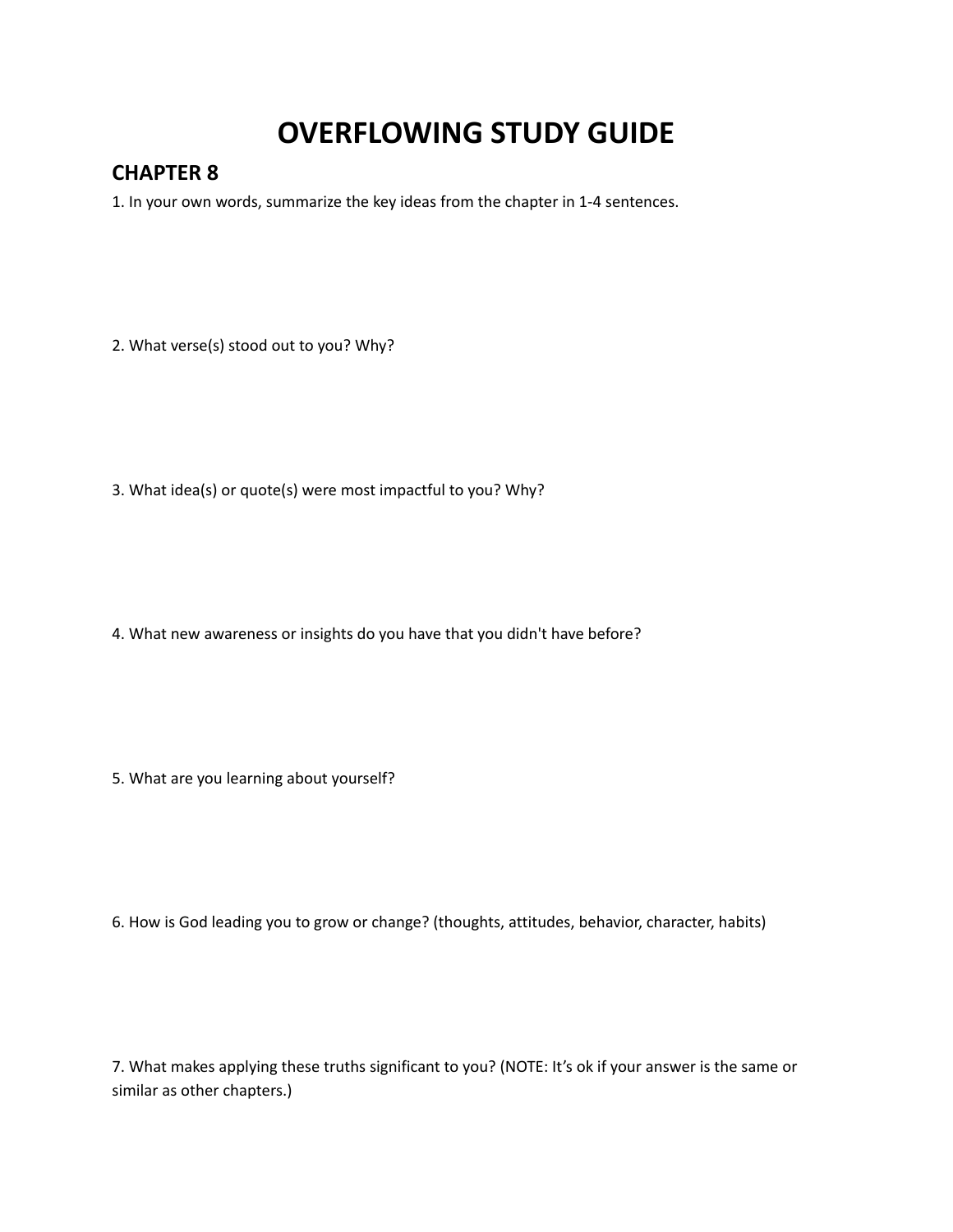# OVERFLOWING STUDY GUIDE

## CHAPTER 8

1. In your own words, summarize the key ideas from the chapter in 1-4 sentences.

2. What verse(s) stood out to you? Why?

3. What idea(s) or quote(s) were most impactful to you? Why?

4. What new awareness or insights do you have that you didn't have before?

5. What are you learning about yourself?

6. How is God leading you to grow or change? (thoughts, attitudes, behavior, character, habits)

7. What makes applying these truths significant to you? (NOTE: It's ok if your answer is the same or similar as other chapters.)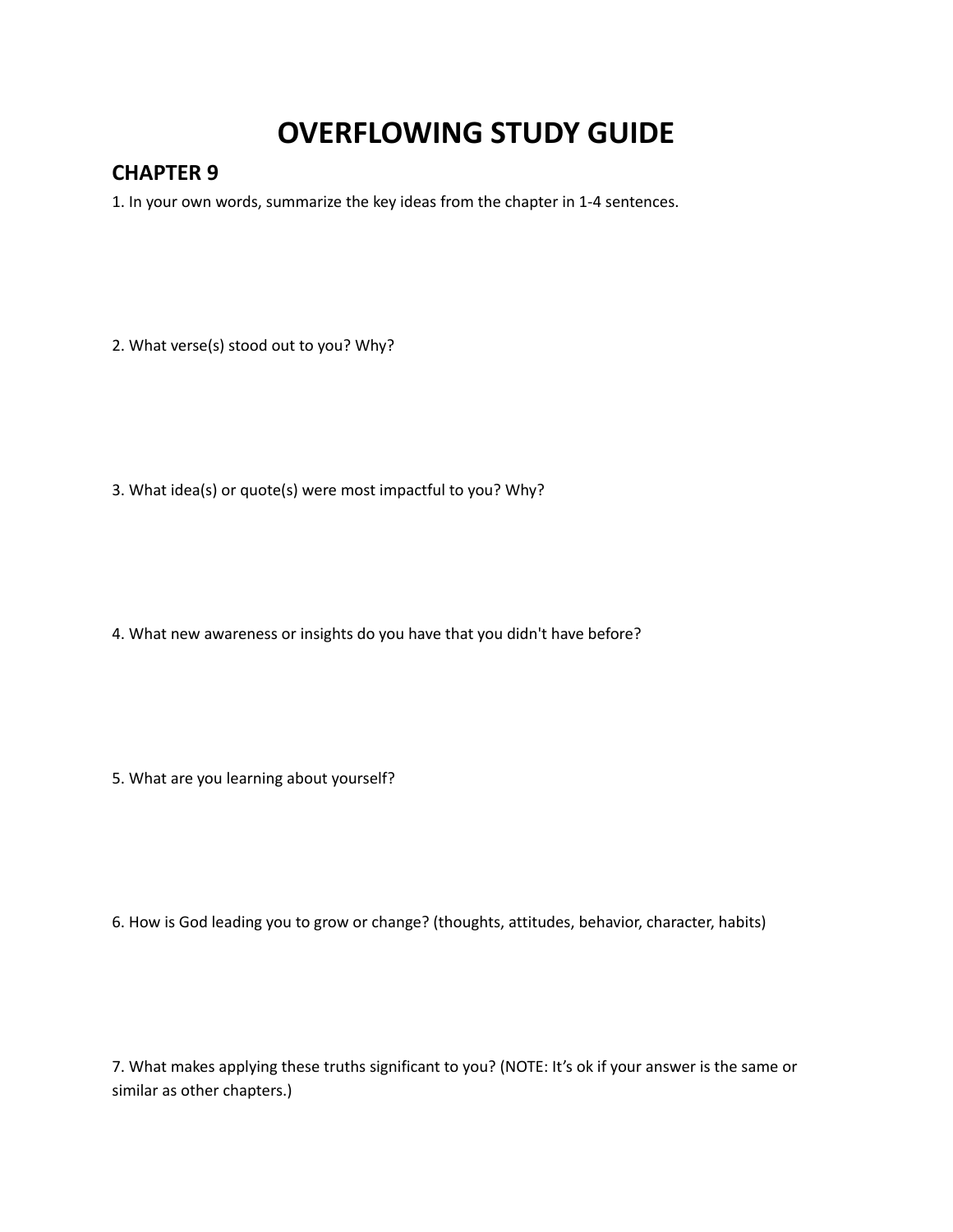# OVERFLOWING STUDY GUIDE

## CHAPTER 9

1. In your own words, summarize the key ideas from the chapter in 1-4 sentences.

2. What verse(s) stood out to you? Why?

3. What idea(s) or quote(s) were most impactful to you? Why?

4. What new awareness or insights do you have that you didn't have before?

5. What are you learning about yourself?

6. How is God leading you to grow or change? (thoughts, attitudes, behavior, character, habits)

7. What makes applying these truths significant to you? (NOTE: It's ok if your answer is the same or similar as other chapters.)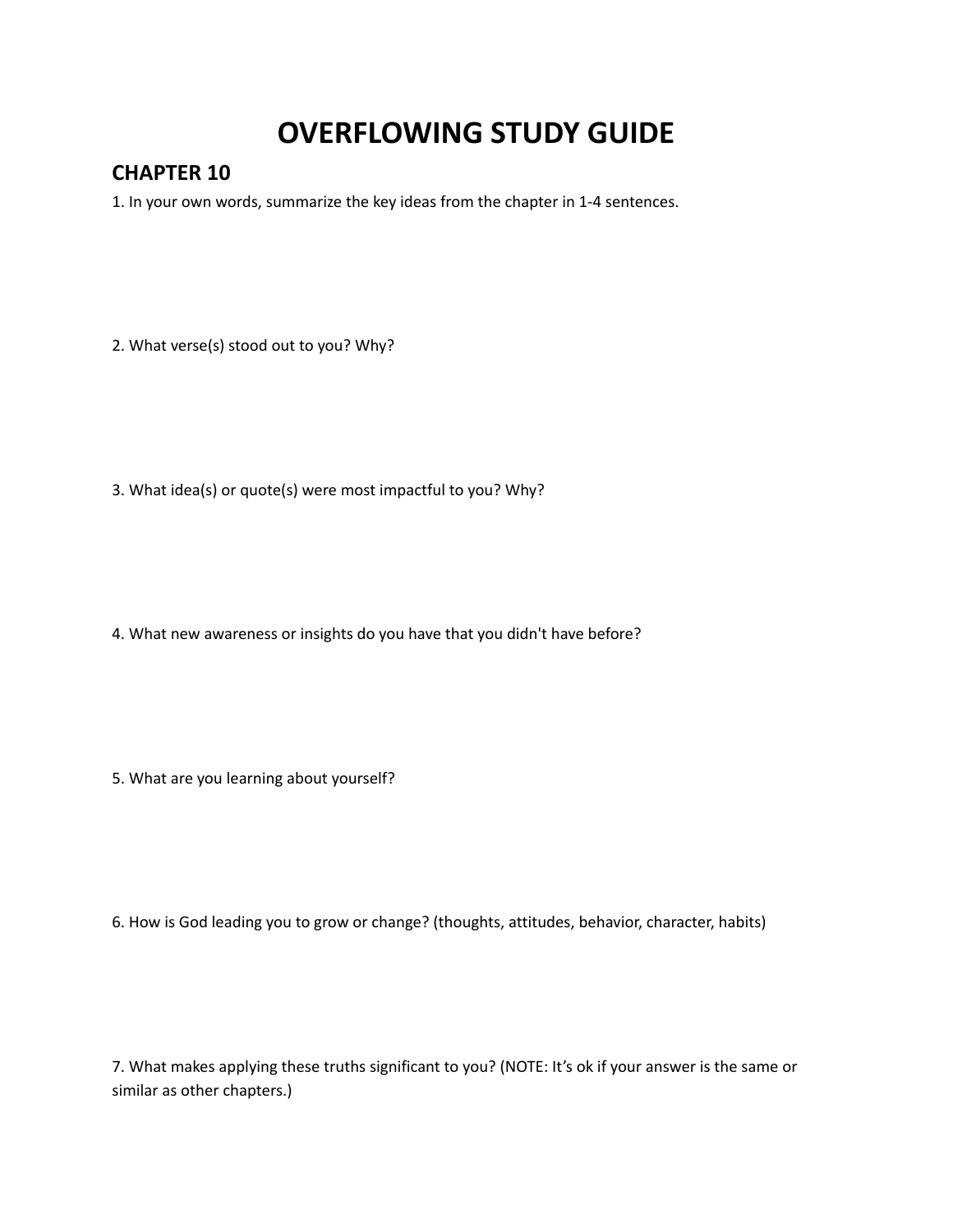# OVERFLOWING STUDY GUIDE

## CHAPTER 10

1. In your own words, summarize the key ideas from the chapter in 1-4 sentences.

2. What verse(s) stood out to you? Why?

3. What idea(s) or quote(s) were most impactful to you? Why?

4. What new awareness or insights do you have that you didn't have before?

5. What are you learning about yourself?

6. How is God leading you to grow or change? (thoughts, attitudes, behavior, character, habits)

7. What makes applying these truths significant to you? (NOTE: It's ok if your answer is the same or similar as other chapters.)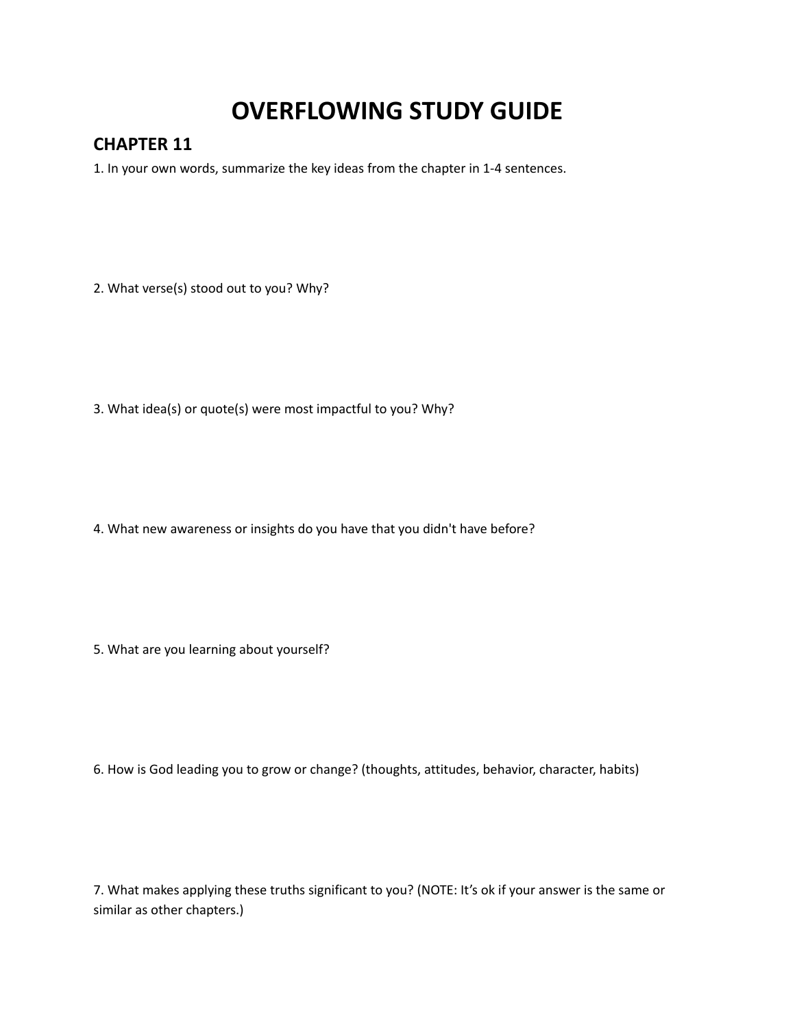# OVERFLOWING STUDY GUIDE

## CHAPTER 11

1. In your own words, summarize the key ideas from the chapter in 1-4 sentences.

2. What verse(s) stood out to you? Why?

3. What idea(s) or quote(s) were most impactful to you? Why?

4. What new awareness or insights do you have that you didn't have before?

5. What are you learning about yourself?

6. How is God leading you to grow or change? (thoughts, attitudes, behavior, character, habits)

7. What makes applying these truths significant to you? (NOTE: It's ok if your answer is the same or similar as other chapters.)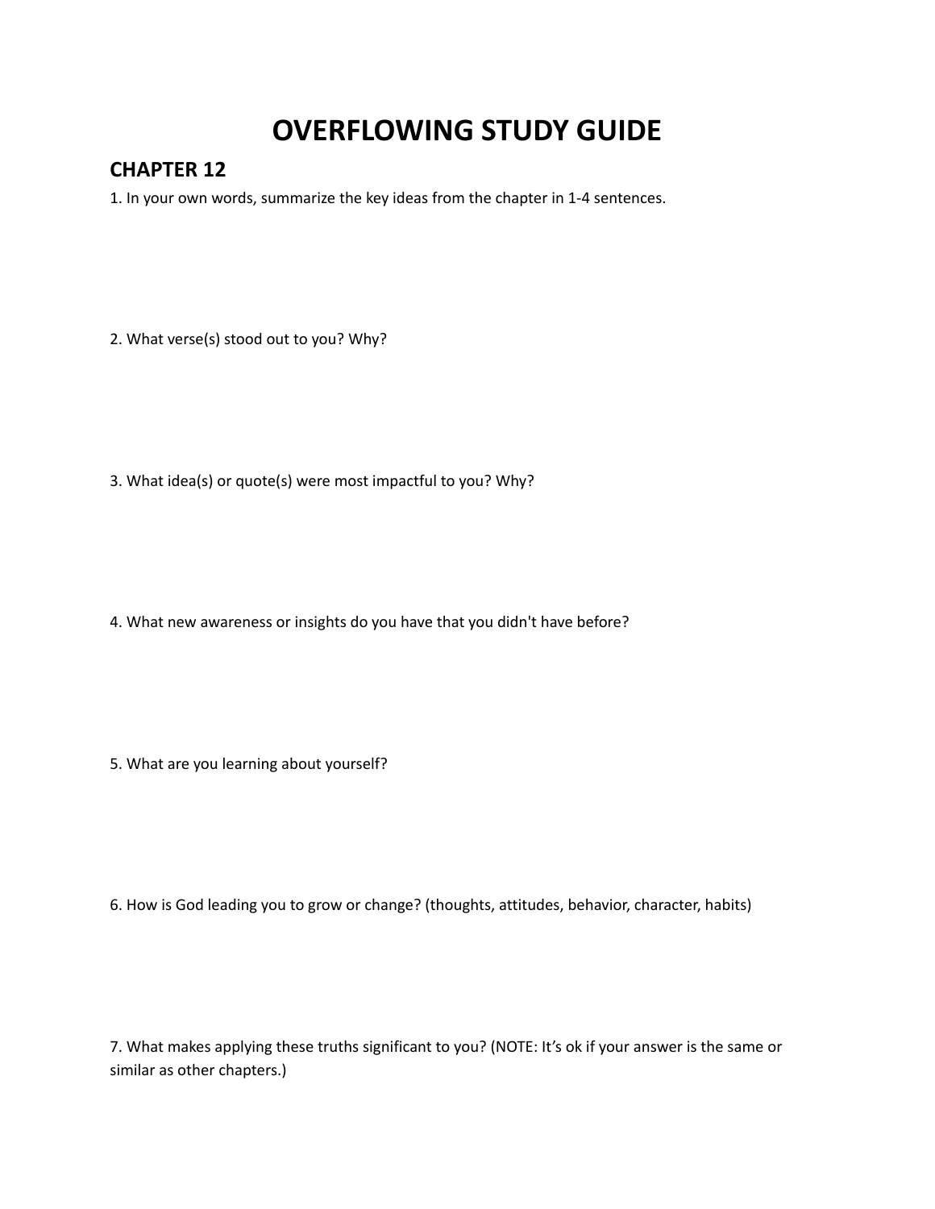# OVERFLOWING STUDY GUIDE

## CHAPTER 12

1. In your own words, summarize the key ideas from the chapter in 1-4 sentences.

2. What verse(s) stood out to you? Why?

3. What idea(s) or quote(s) were most impactful to you? Why?

4. What new awareness or insights do you have that you didn't have before?

5. What are you learning about yourself?

6. How is God leading you to grow or change? (thoughts, attitudes, behavior, character, habits)

7. What makes applying these truths significant to you? (NOTE: It's ok if your answer is the same or similar as other chapters.)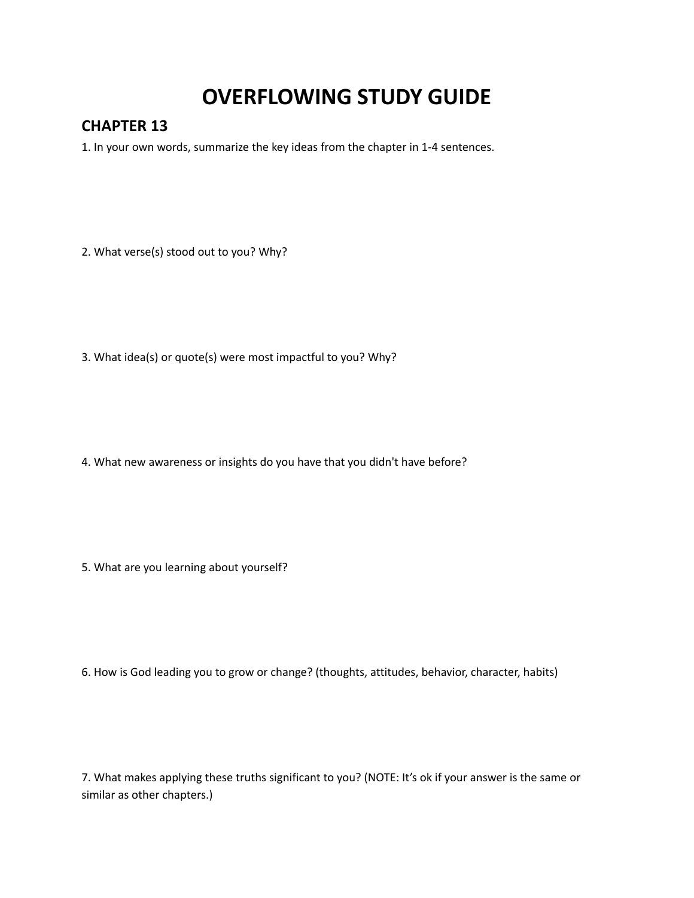# OVERFLOWING STUDY GUIDE

## CHAPTER 13

1. In your own words, summarize the key ideas from the chapter in 1-4 sentences.

2. What verse(s) stood out to you? Why?

3. What idea(s) or quote(s) were most impactful to you? Why?

4. What new awareness or insights do you have that you didn't have before?

5. What are you learning about yourself?

6. How is God leading you to grow or change? (thoughts, attitudes, behavior, character, habits)

7. What makes applying these truths significant to you? (NOTE: It's ok if your answer is the same or similar as other chapters.)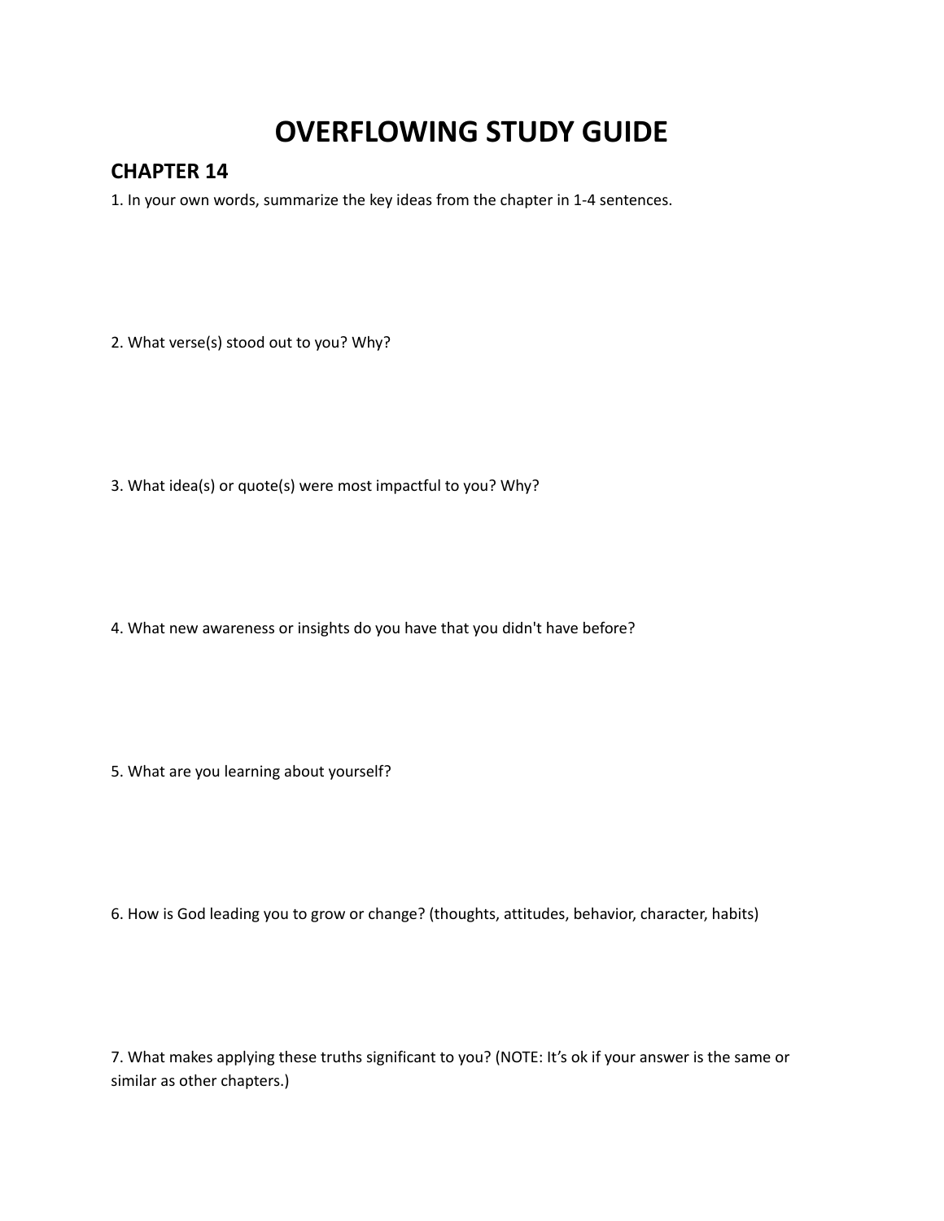# OVERFLOWING STUDY GUIDE

## CHAPTER 14

1. In your own words, summarize the key ideas from the chapter in 1-4 sentences.

2. What verse(s) stood out to you? Why?

3. What idea(s) or quote(s) were most impactful to you? Why?

4. What new awareness or insights do you have that you didn't have before?

5. What are you learning about yourself?

6. How is God leading you to grow or change? (thoughts, attitudes, behavior, character, habits)

7. What makes applying these truths significant to you? (NOTE: It's ok if your answer is the same or similar as other chapters.)